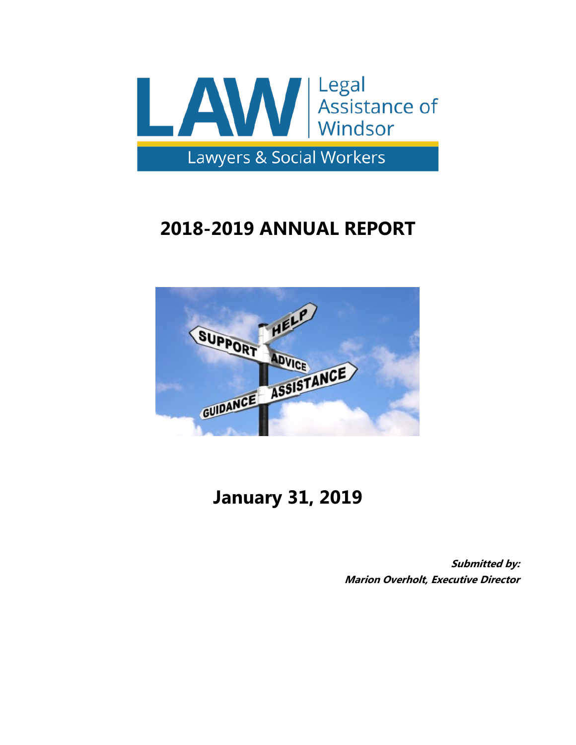LAW | Legal Assistance of Windsor

Lawyers & Social Workers

# 2018-2019 ANNUAL REPORT

## January 31, 2019

***Submitted by:***
***Marion Overholt, Executive Director***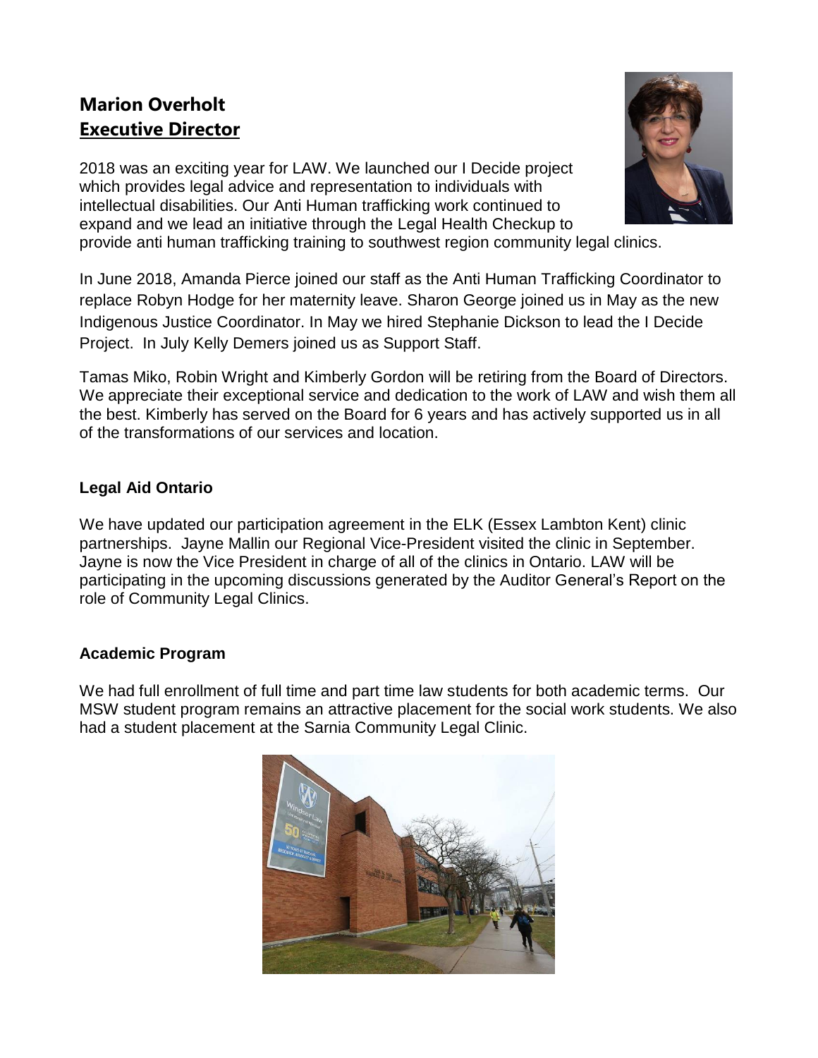## Marion Overholt
## Executive Director

2018 was an exciting year for LAW. We launched our I Decide project which provides legal advice and representation to individuals with intellectual disabilities. Our Anti Human trafficking work continued to expand and we lead an initiative through the Legal Health Checkup to provide anti human trafficking training to southwest region community legal clinics.

In June 2018, Amanda Pierce joined our staff as the Anti Human Trafficking Coordinator to replace Robyn Hodge for her maternity leave. Sharon George joined us in May as the new Indigenous Justice Coordinator. In May we hired Stephanie Dickson to lead the I Decide Project. In July Kelly Demers joined us as Support Staff.

Tamas Miko, Robin Wright and Kimberly Gordon will be retiring from the Board of Directors. We appreciate their exceptional service and dedication to the work of LAW and wish them all the best. Kimberly has served on the Board for 6 years and has actively supported us in all of the transformations of our services and location.

### Legal Aid Ontario

We have updated our participation agreement in the ELK (Essex Lambton Kent) clinic partnerships. Jayne Mallin our Regional Vice-President visited the clinic in September. Jayne is now the Vice President in charge of all of the clinics in Ontario. LAW will be participating in the upcoming discussions generated by the Auditor General's Report on the role of Community Legal Clinics.

### Academic Program

We had full enrollment of full time and part time law students for both academic terms. Our MSW student program remains an attractive placement for the social work students. We also had a student placement at the Sarnia Community Legal Clinic.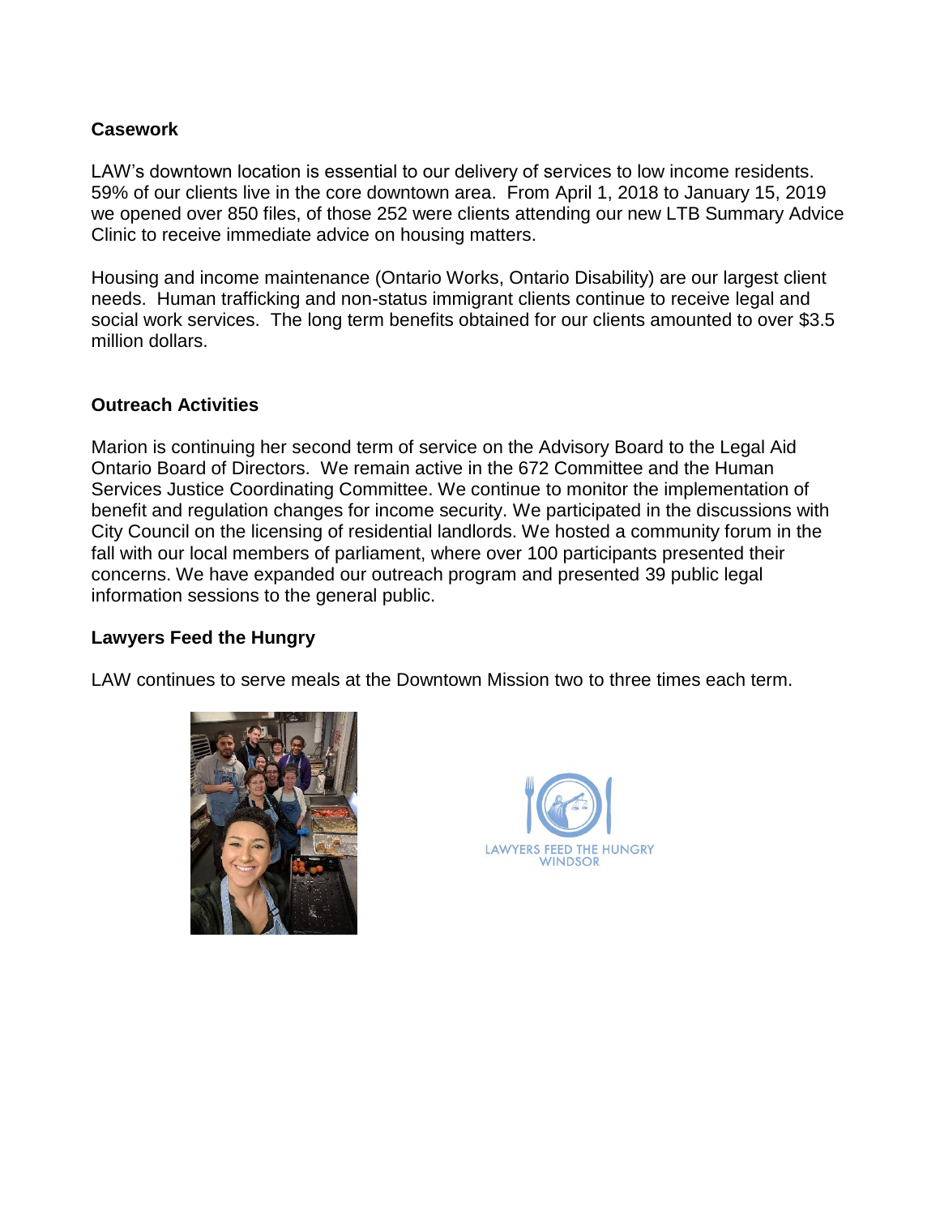**Casework**

LAW's downtown location is essential to our delivery of services to low income residents. 59% of our clients live in the core downtown area. From April 1, 2018 to January 15, 2019 we opened over 850 files, of those 252 were clients attending our new LTB Summary Advice Clinic to receive immediate advice on housing matters.

Housing and income maintenance (Ontario Works, Ontario Disability) are our largest client needs. Human trafficking and non-status immigrant clients continue to receive legal and social work services. The long term benefits obtained for our clients amounted to over $3.5 million dollars.

**Outreach Activities**

Marion is continuing her second term of service on the Advisory Board to the Legal Aid Ontario Board of Directors. We remain active in the 672 Committee and the Human Services Justice Coordinating Committee. We continue to monitor the implementation of benefit and regulation changes for income security. We participated in the discussions with City Council on the licensing of residential landlords. We hosted a community forum in the fall with our local members of parliament, where over 100 participants presented their concerns. We have expanded our outreach program and presented 39 public legal information sessions to the general public.

**Lawyers Feed the Hungry**

LAW continues to serve meals at the Downtown Mission two to three times each term.

LAWYERS FEED THE HUNGRY
WINDSOR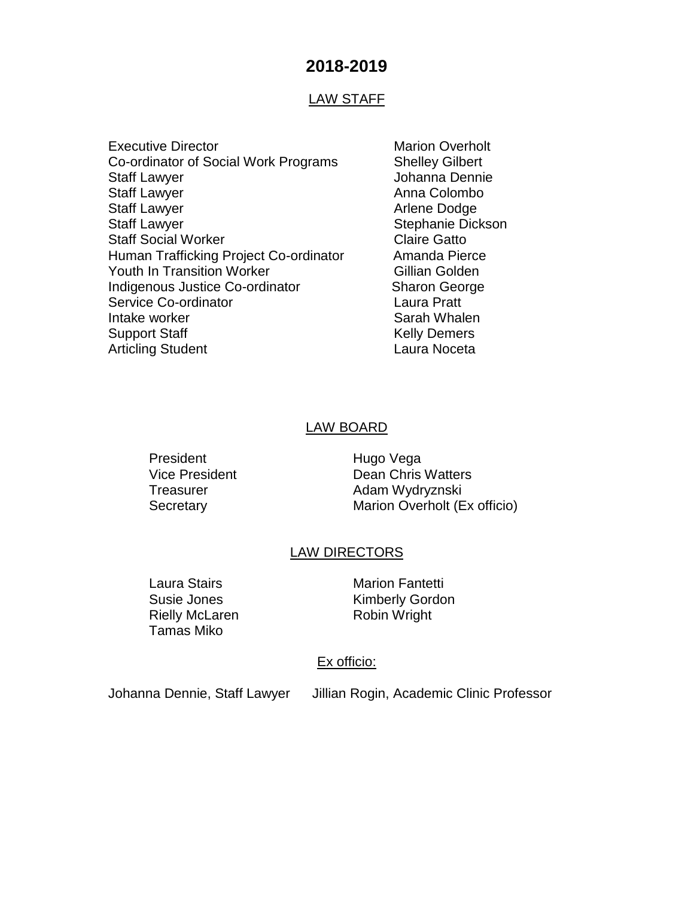# 2018-2019

## LAW STAFF

| | |
|---|---|
| Executive Director | Marion Overholt |
| Co-ordinator of Social Work Programs | Shelley Gilbert |
| Staff Lawyer | Johanna Dennie |
| Staff Lawyer | Anna Colombo |
| Staff Lawyer | Arlene Dodge |
| Staff Lawyer | Stephanie Dickson |
| Staff Social Worker | Claire Gatto |
| Human Trafficking Project Co-ordinator | Amanda Pierce |
| Youth In Transition Worker | Gillian Golden |
| Indigenous Justice Co-ordinator | Sharon George |
| Service Co-ordinator | Laura Pratt |
| Intake worker | Sarah Whalen |
| Support Staff | Kelly Demers |
| Articling Student | Laura Noceta |

## LAW BOARD

| | |
|---|---|
| President | Hugo Vega |
| Vice President | Dean Chris Watters |
| Treasurer | Adam Wydryznski |
| Secretary | Marion Overholt (Ex officio) |

## LAW DIRECTORS

| | |
|---|---|
| Laura Stairs | Marion Fantetti |
| Susie Jones | Kimberly Gordon |
| Rielly McLaren | Robin Wright |
| Tamas Miko | |

### Ex officio:

Johanna Dennie, Staff Lawyer    Jillian Rogin, Academic Clinic Professor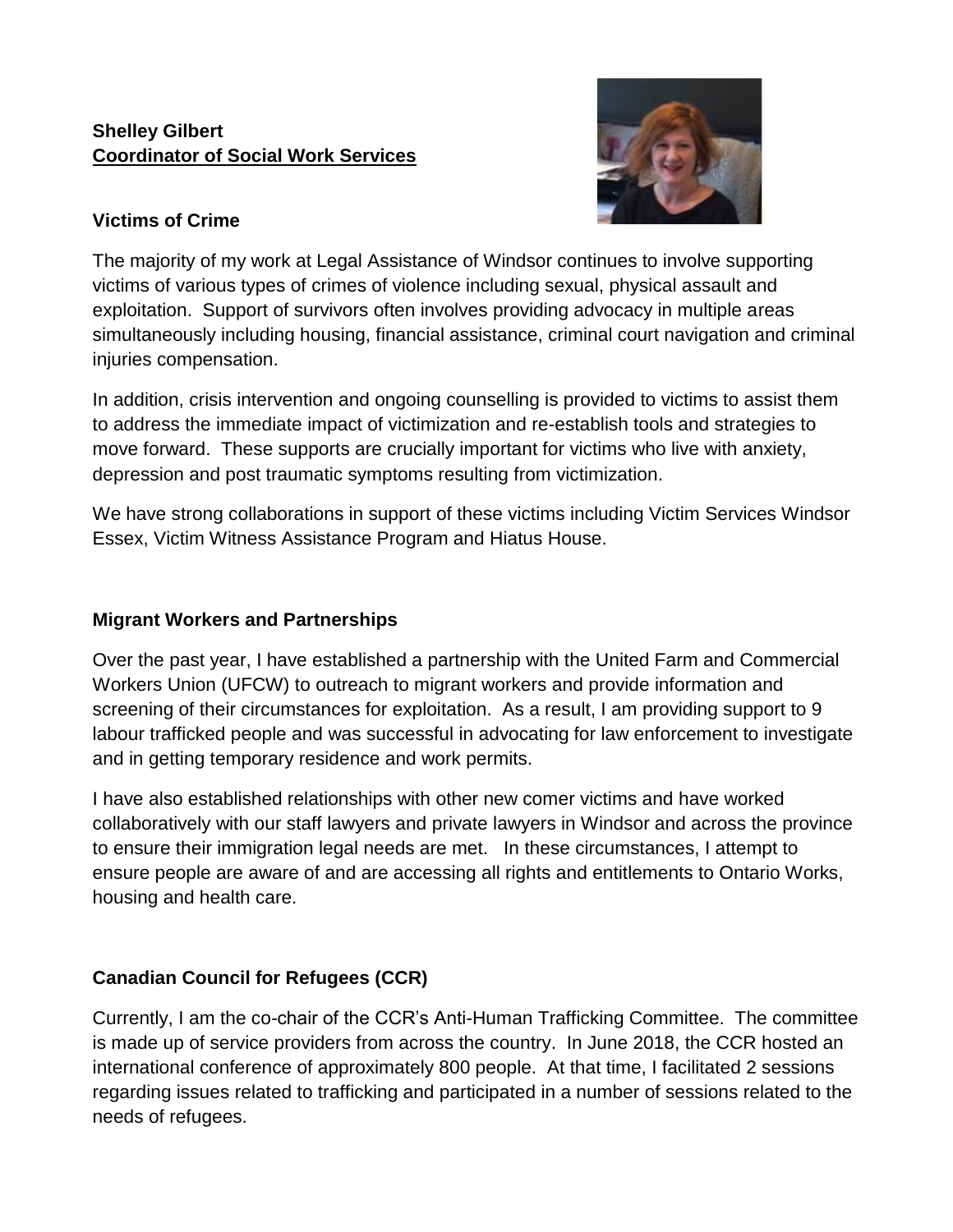**Shelley Gilbert**
**Coordinator of Social Work Services**

**Victims of Crime**

The majority of my work at Legal Assistance of Windsor continues to involve supporting victims of various types of crimes of violence including sexual, physical assault and exploitation. Support of survivors often involves providing advocacy in multiple areas simultaneously including housing, financial assistance, criminal court navigation and criminal injuries compensation.

In addition, crisis intervention and ongoing counselling is provided to victims to assist them to address the immediate impact of victimization and re-establish tools and strategies to move forward. These supports are crucially important for victims who live with anxiety, depression and post traumatic symptoms resulting from victimization.

We have strong collaborations in support of these victims including Victim Services Windsor Essex, Victim Witness Assistance Program and Hiatus House.

**Migrant Workers and Partnerships**

Over the past year, I have established a partnership with the United Farm and Commercial Workers Union (UFCW) to outreach to migrant workers and provide information and screening of their circumstances for exploitation. As a result, I am providing support to 9 labour trafficked people and was successful in advocating for law enforcement to investigate and in getting temporary residence and work permits.

I have also established relationships with other new comer victims and have worked collaboratively with our staff lawyers and private lawyers in Windsor and across the province to ensure their immigration legal needs are met. In these circumstances, I attempt to ensure people are aware of and are accessing all rights and entitlements to Ontario Works, housing and health care.

**Canadian Council for Refugees (CCR)**

Currently, I am the co-chair of the CCR's Anti-Human Trafficking Committee. The committee is made up of service providers from across the country. In June 2018, the CCR hosted an international conference of approximately 800 people. At that time, I facilitated 2 sessions regarding issues related to trafficking and participated in a number of sessions related to the needs of refugees.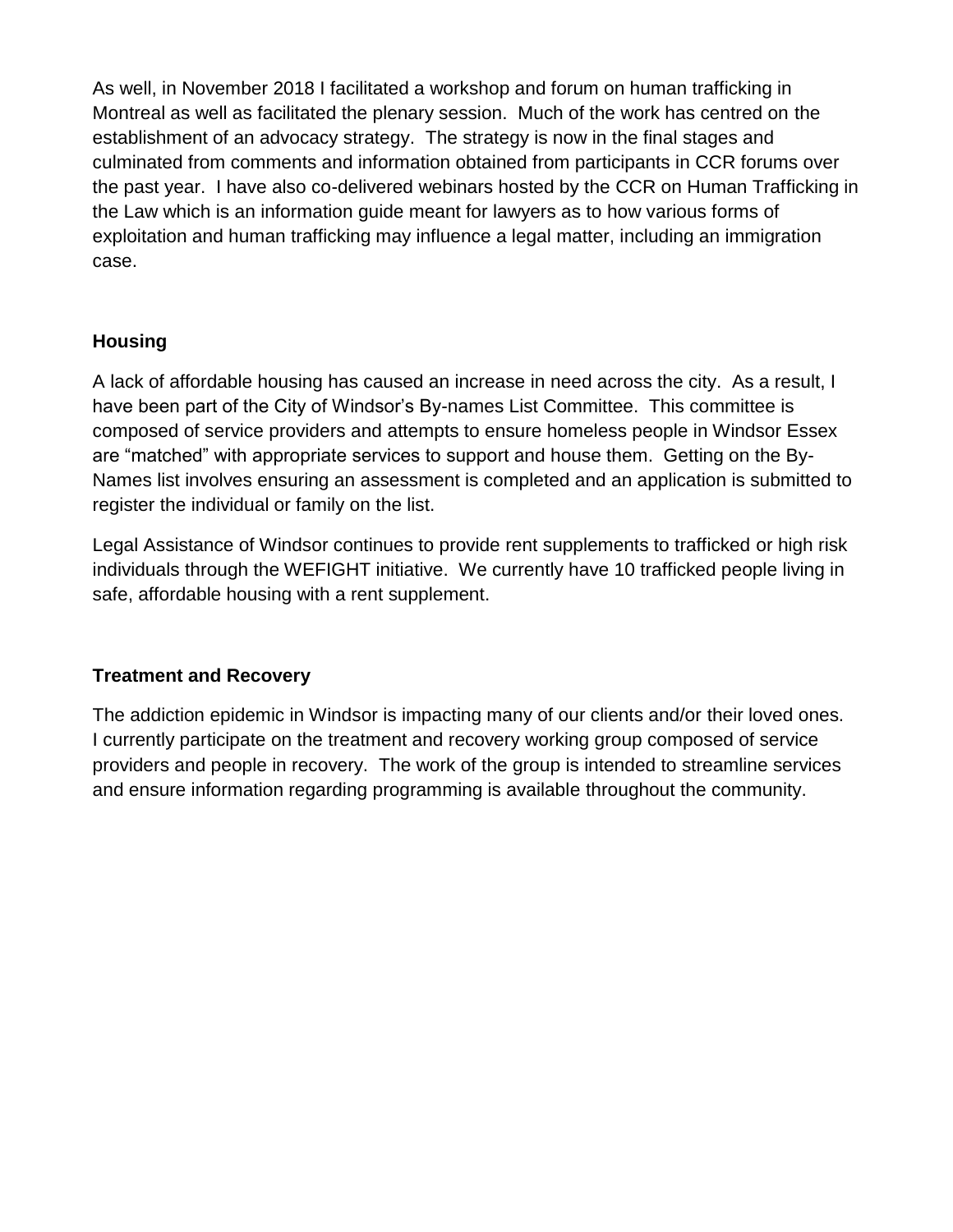As well, in November 2018 I facilitated a workshop and forum on human trafficking in Montreal as well as facilitated the plenary session. Much of the work has centred on the establishment of an advocacy strategy. The strategy is now in the final stages and culminated from comments and information obtained from participants in CCR forums over the past year. I have also co-delivered webinars hosted by the CCR on Human Trafficking in the Law which is an information guide meant for lawyers as to how various forms of exploitation and human trafficking may influence a legal matter, including an immigration case.

## Housing

A lack of affordable housing has caused an increase in need across the city. As a result, I have been part of the City of Windsor's By-names List Committee. This committee is composed of service providers and attempts to ensure homeless people in Windsor Essex are "matched" with appropriate services to support and house them. Getting on the By-Names list involves ensuring an assessment is completed and an application is submitted to register the individual or family on the list.

Legal Assistance of Windsor continues to provide rent supplements to trafficked or high risk individuals through the WEFIGHT initiative. We currently have 10 trafficked people living in safe, affordable housing with a rent supplement.

## Treatment and Recovery

The addiction epidemic in Windsor is impacting many of our clients and/or their loved ones. I currently participate on the treatment and recovery working group composed of service providers and people in recovery. The work of the group is intended to streamline services and ensure information regarding programming is available throughout the community.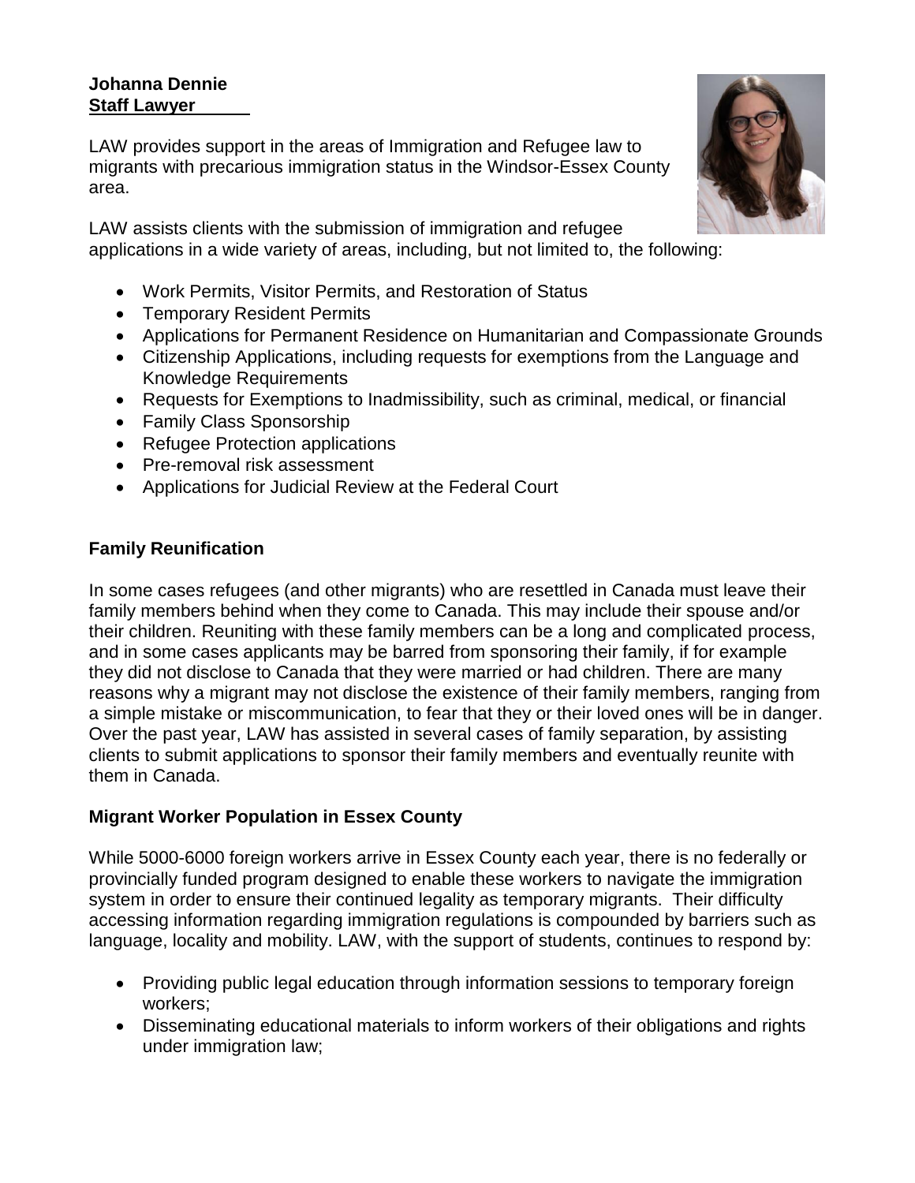**Johanna Dennie**
**Staff Lawyer**

LAW provides support in the areas of Immigration and Refugee law to migrants with precarious immigration status in the Windsor-Essex County area.

LAW assists clients with the submission of immigration and refugee applications in a wide variety of areas, including, but not limited to, the following:

- Work Permits, Visitor Permits, and Restoration of Status
- Temporary Resident Permits
- Applications for Permanent Residence on Humanitarian and Compassionate Grounds
- Citizenship Applications, including requests for exemptions from the Language and Knowledge Requirements
- Requests for Exemptions to Inadmissibility, such as criminal, medical, or financial
- Family Class Sponsorship
- Refugee Protection applications
- Pre-removal risk assessment
- Applications for Judicial Review at the Federal Court

**Family Reunification**

In some cases refugees (and other migrants) who are resettled in Canada must leave their family members behind when they come to Canada. This may include their spouse and/or their children. Reuniting with these family members can be a long and complicated process, and in some cases applicants may be barred from sponsoring their family, if for example they did not disclose to Canada that they were married or had children. There are many reasons why a migrant may not disclose the existence of their family members, ranging from a simple mistake or miscommunication, to fear that they or their loved ones will be in danger. Over the past year, LAW has assisted in several cases of family separation, by assisting clients to submit applications to sponsor their family members and eventually reunite with them in Canada.

**Migrant Worker Population in Essex County**

While 5000-6000 foreign workers arrive in Essex County each year, there is no federally or provincially funded program designed to enable these workers to navigate the immigration system in order to ensure their continued legality as temporary migrants. Their difficulty accessing information regarding immigration regulations is compounded by barriers such as language, locality and mobility. LAW, with the support of students, continues to respond by:

- Providing public legal education through information sessions to temporary foreign workers;
- Disseminating educational materials to inform workers of their obligations and rights under immigration law;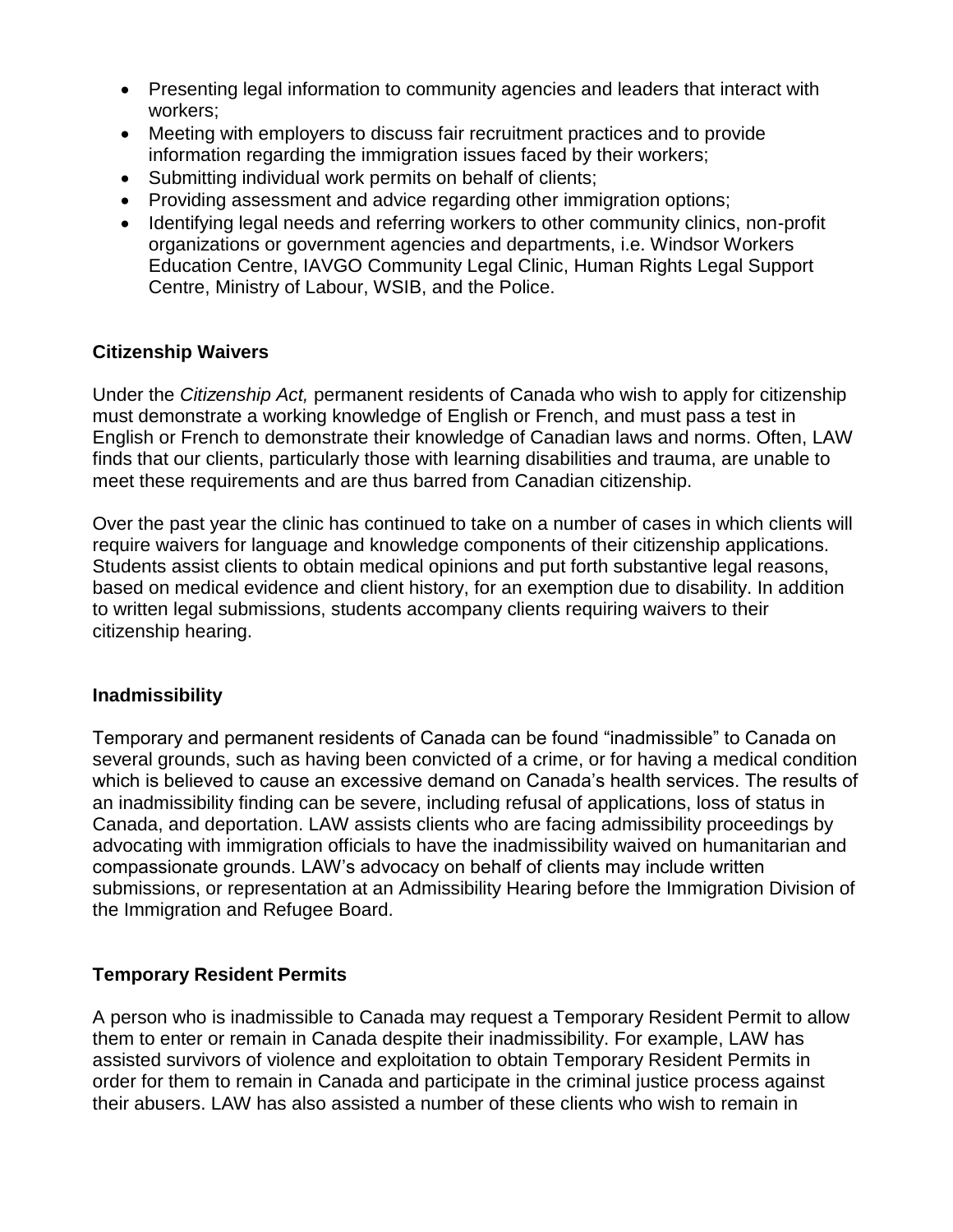- Presenting legal information to community agencies and leaders that interact with workers;
- Meeting with employers to discuss fair recruitment practices and to provide information regarding the immigration issues faced by their workers;
- Submitting individual work permits on behalf of clients;
- Providing assessment and advice regarding other immigration options;
- Identifying legal needs and referring workers to other community clinics, non-profit organizations or government agencies and departments, i.e. Windsor Workers Education Centre, IAVGO Community Legal Clinic, Human Rights Legal Support Centre, Ministry of Labour, WSIB, and the Police.

### Citizenship Waivers

Under the *Citizenship Act,* permanent residents of Canada who wish to apply for citizenship must demonstrate a working knowledge of English or French, and must pass a test in English or French to demonstrate their knowledge of Canadian laws and norms. Often, LAW finds that our clients, particularly those with learning disabilities and trauma, are unable to meet these requirements and are thus barred from Canadian citizenship.

Over the past year the clinic has continued to take on a number of cases in which clients will require waivers for language and knowledge components of their citizenship applications. Students assist clients to obtain medical opinions and put forth substantive legal reasons, based on medical evidence and client history, for an exemption due to disability. In addition to written legal submissions, students accompany clients requiring waivers to their citizenship hearing.

### Inadmissibility

Temporary and permanent residents of Canada can be found "inadmissible" to Canada on several grounds, such as having been convicted of a crime, or for having a medical condition which is believed to cause an excessive demand on Canada's health services. The results of an inadmissibility finding can be severe, including refusal of applications, loss of status in Canada, and deportation. LAW assists clients who are facing admissibility proceedings by advocating with immigration officials to have the inadmissibility waived on humanitarian and compassionate grounds. LAW's advocacy on behalf of clients may include written submissions, or representation at an Admissibility Hearing before the Immigration Division of the Immigration and Refugee Board.

### Temporary Resident Permits

A person who is inadmissible to Canada may request a Temporary Resident Permit to allow them to enter or remain in Canada despite their inadmissibility. For example, LAW has assisted survivors of violence and exploitation to obtain Temporary Resident Permits in order for them to remain in Canada and participate in the criminal justice process against their abusers. LAW has also assisted a number of these clients who wish to remain in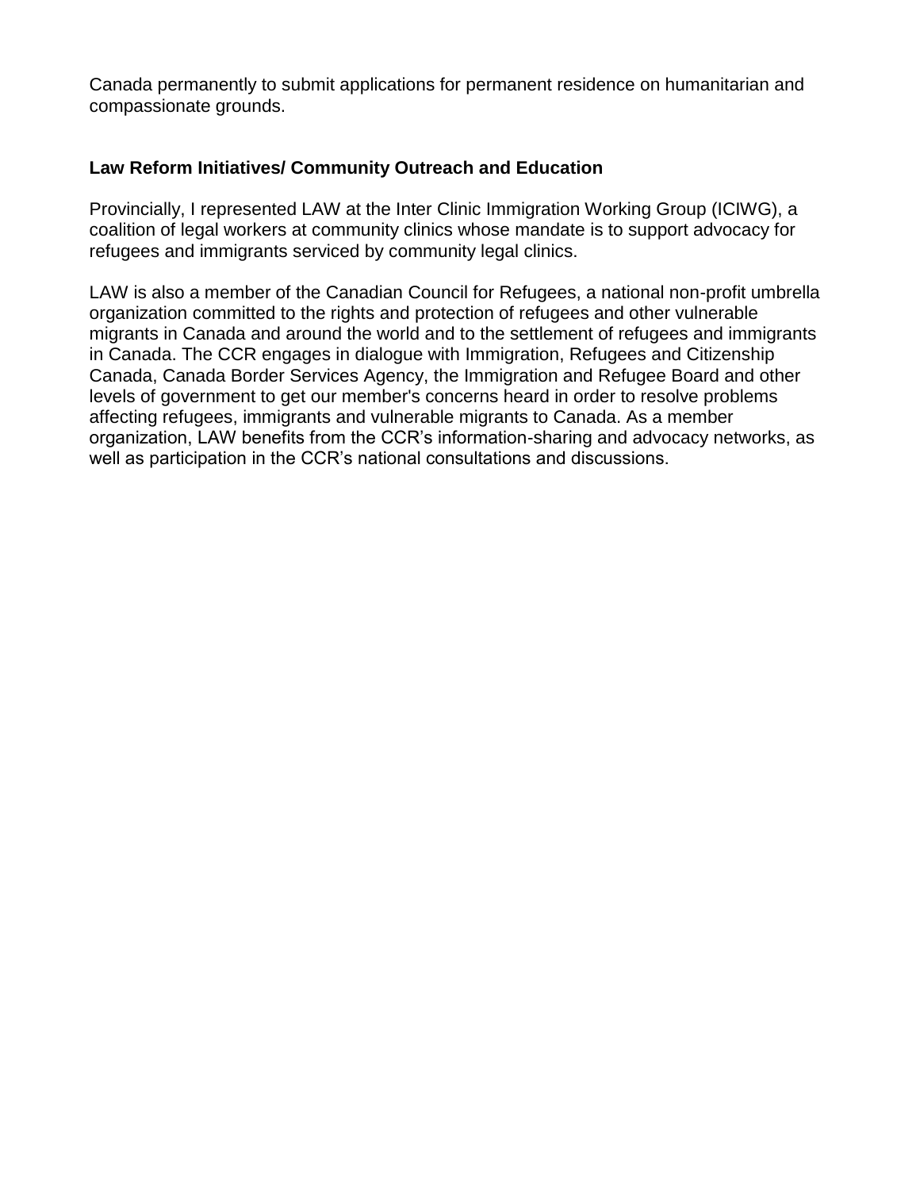Canada permanently to submit applications for permanent residence on humanitarian and compassionate grounds.

### Law Reform Initiatives/ Community Outreach and Education

Provincially, I represented LAW at the Inter Clinic Immigration Working Group (ICIWG), a coalition of legal workers at community clinics whose mandate is to support advocacy for refugees and immigrants serviced by community legal clinics.

LAW is also a member of the Canadian Council for Refugees, a national non-profit umbrella organization committed to the rights and protection of refugees and other vulnerable migrants in Canada and around the world and to the settlement of refugees and immigrants in Canada. The CCR engages in dialogue with Immigration, Refugees and Citizenship Canada, Canada Border Services Agency, the Immigration and Refugee Board and other levels of government to get our member's concerns heard in order to resolve problems affecting refugees, immigrants and vulnerable migrants to Canada. As a member organization, LAW benefits from the CCR's information-sharing and advocacy networks, as well as participation in the CCR's national consultations and discussions.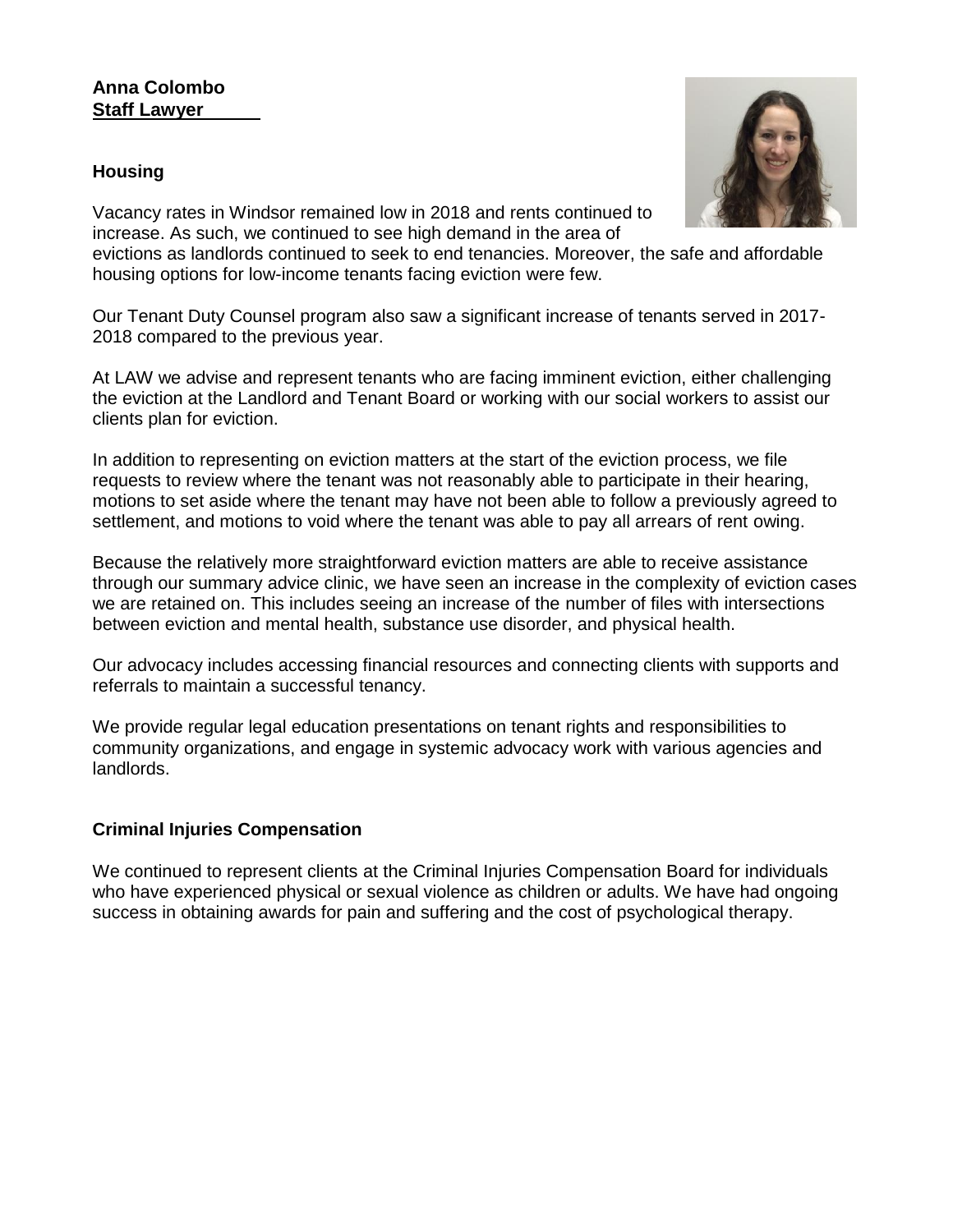**Anna Colombo**
**Staff Lawyer**

### Housing

Vacancy rates in Windsor remained low in 2018 and rents continued to increase. As such, we continued to see high demand in the area of evictions as landlords continued to seek to end tenancies. Moreover, the safe and affordable housing options for low-income tenants facing eviction were few.

Our Tenant Duty Counsel program also saw a significant increase of tenants served in 2017-2018 compared to the previous year.

At LAW we advise and represent tenants who are facing imminent eviction, either challenging the eviction at the Landlord and Tenant Board or working with our social workers to assist our clients plan for eviction.

In addition to representing on eviction matters at the start of the eviction process, we file requests to review where the tenant was not reasonably able to participate in their hearing, motions to set aside where the tenant may have not been able to follow a previously agreed to settlement, and motions to void where the tenant was able to pay all arrears of rent owing.

Because the relatively more straightforward eviction matters are able to receive assistance through our summary advice clinic, we have seen an increase in the complexity of eviction cases we are retained on. This includes seeing an increase of the number of files with intersections between eviction and mental health, substance use disorder, and physical health.

Our advocacy includes accessing financial resources and connecting clients with supports and referrals to maintain a successful tenancy.

We provide regular legal education presentations on tenant rights and responsibilities to community organizations, and engage in systemic advocacy work with various agencies and landlords.

### Criminal Injuries Compensation

We continued to represent clients at the Criminal Injuries Compensation Board for individuals who have experienced physical or sexual violence as children or adults. We have had ongoing success in obtaining awards for pain and suffering and the cost of psychological therapy.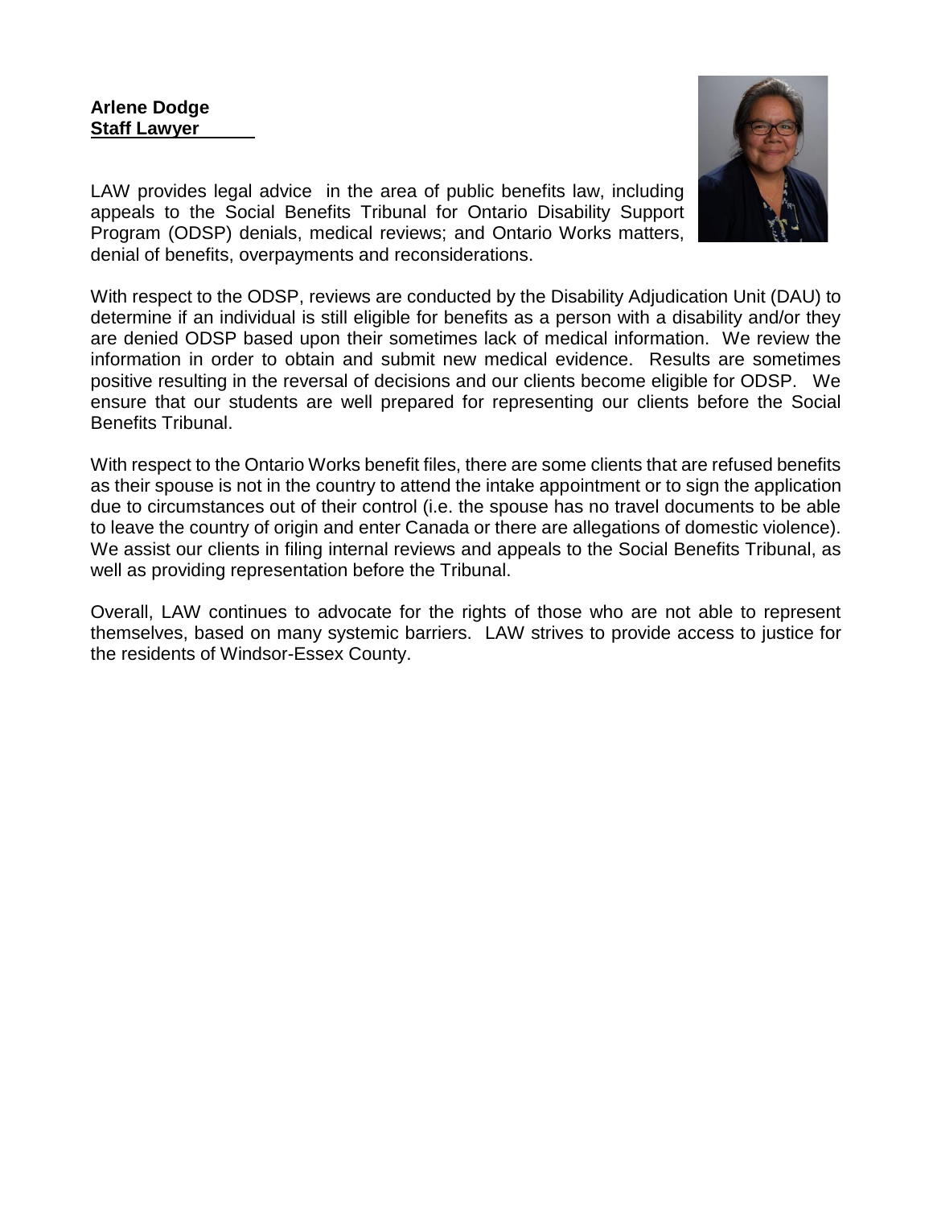**Arlene Dodge**
**Staff Lawyer**

LAW provides legal advice in the area of public benefits law, including appeals to the Social Benefits Tribunal for Ontario Disability Support Program (ODSP) denials, medical reviews; and Ontario Works matters, denial of benefits, overpayments and reconsiderations.

With respect to the ODSP, reviews are conducted by the Disability Adjudication Unit (DAU) to determine if an individual is still eligible for benefits as a person with a disability and/or they are denied ODSP based upon their sometimes lack of medical information. We review the information in order to obtain and submit new medical evidence. Results are sometimes positive resulting in the reversal of decisions and our clients become eligible for ODSP. We ensure that our students are well prepared for representing our clients before the Social Benefits Tribunal.

With respect to the Ontario Works benefit files, there are some clients that are refused benefits as their spouse is not in the country to attend the intake appointment or to sign the application due to circumstances out of their control (i.e. the spouse has no travel documents to be able to leave the country of origin and enter Canada or there are allegations of domestic violence). We assist our clients in filing internal reviews and appeals to the Social Benefits Tribunal, as well as providing representation before the Tribunal.

Overall, LAW continues to advocate for the rights of those who are not able to represent themselves, based on many systemic barriers. LAW strives to provide access to justice for the residents of Windsor-Essex County.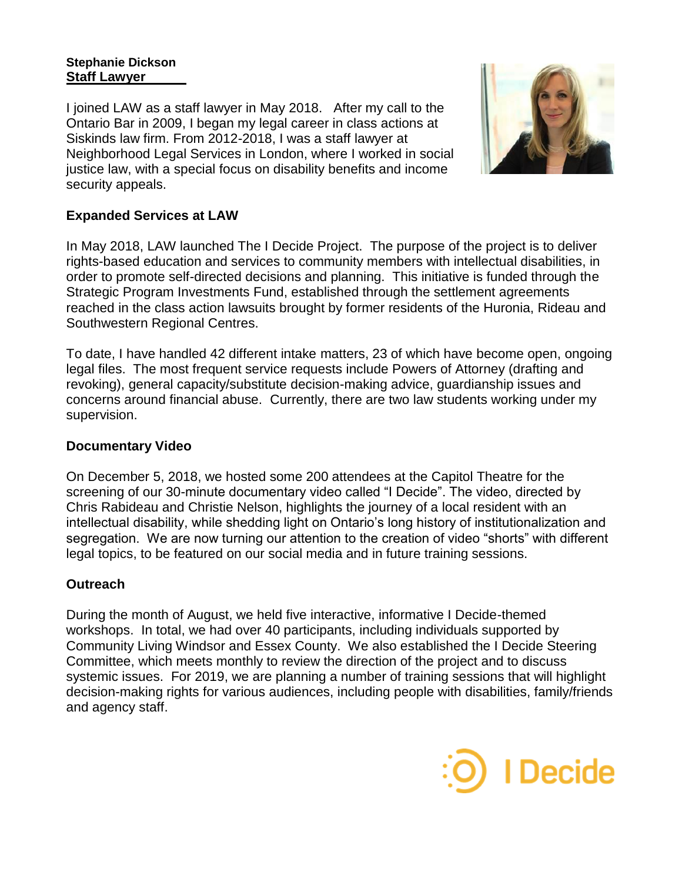**Stephanie Dickson**
**Staff Lawyer**

I joined LAW as a staff lawyer in May 2018. After my call to the Ontario Bar in 2009, I began my legal career in class actions at Siskinds law firm. From 2012-2018, I was a staff lawyer at Neighborhood Legal Services in London, where I worked in social justice law, with a special focus on disability benefits and income security appeals.

## Expanded Services at LAW

In May 2018, LAW launched The I Decide Project. The purpose of the project is to deliver rights-based education and services to community members with intellectual disabilities, in order to promote self-directed decisions and planning. This initiative is funded through the Strategic Program Investments Fund, established through the settlement agreements reached in the class action lawsuits brought by former residents of the Huronia, Rideau and Southwestern Regional Centres.

To date, I have handled 42 different intake matters, 23 of which have become open, ongoing legal files. The most frequent service requests include Powers of Attorney (drafting and revoking), general capacity/substitute decision-making advice, guardianship issues and concerns around financial abuse. Currently, there are two law students working under my supervision.

## Documentary Video

On December 5, 2018, we hosted some 200 attendees at the Capitol Theatre for the screening of our 30-minute documentary video called "I Decide". The video, directed by Chris Rabideau and Christie Nelson, highlights the journey of a local resident with an intellectual disability, while shedding light on Ontario's long history of institutionalization and segregation. We are now turning our attention to the creation of video "shorts" with different legal topics, to be featured on our social media and in future training sessions.

## Outreach

During the month of August, we held five interactive, informative I Decide-themed workshops. In total, we had over 40 participants, including individuals supported by Community Living Windsor and Essex County. We also established the I Decide Steering Committee, which meets monthly to review the direction of the project and to discuss systemic issues. For 2019, we are planning a number of training sessions that will highlight decision-making rights for various audiences, including people with disabilities, family/friends and agency staff.

I Decide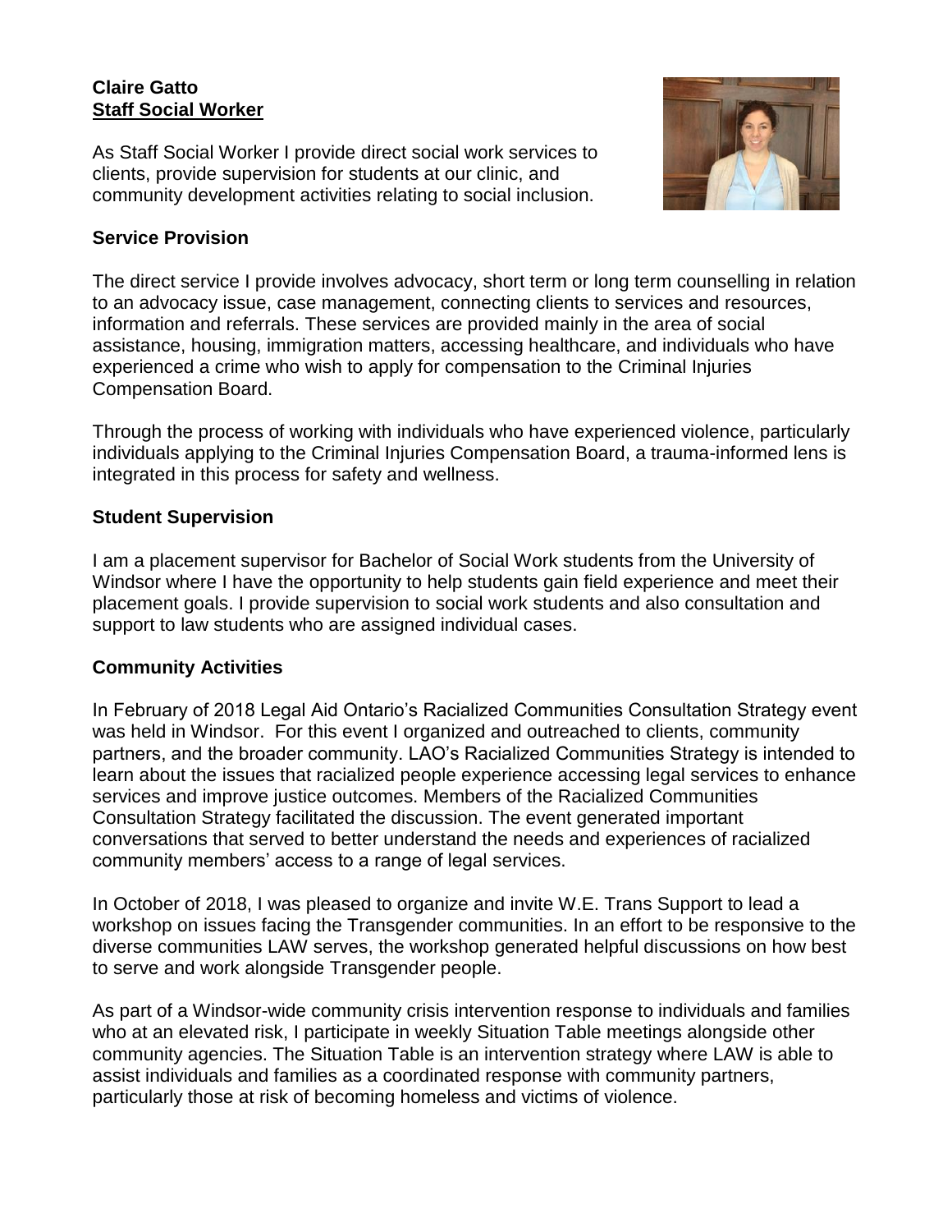**Claire Gatto**
**Staff Social Worker**

As Staff Social Worker I provide direct social work services to clients, provide supervision for students at our clinic, and community development activities relating to social inclusion.

### Service Provision

The direct service I provide involves advocacy, short term or long term counselling in relation to an advocacy issue, case management, connecting clients to services and resources, information and referrals. These services are provided mainly in the area of social assistance, housing, immigration matters, accessing healthcare, and individuals who have experienced a crime who wish to apply for compensation to the Criminal Injuries Compensation Board.

Through the process of working with individuals who have experienced violence, particularly individuals applying to the Criminal Injuries Compensation Board, a trauma-informed lens is integrated in this process for safety and wellness.

### Student Supervision

I am a placement supervisor for Bachelor of Social Work students from the University of Windsor where I have the opportunity to help students gain field experience and meet their placement goals. I provide supervision to social work students and also consultation and support to law students who are assigned individual cases.

### Community Activities

In February of 2018 Legal Aid Ontario's Racialized Communities Consultation Strategy event was held in Windsor. For this event I organized and outreached to clients, community partners, and the broader community. LAO's Racialized Communities Strategy is intended to learn about the issues that racialized people experience accessing legal services to enhance services and improve justice outcomes. Members of the Racialized Communities Consultation Strategy facilitated the discussion. The event generated important conversations that served to better understand the needs and experiences of racialized community members' access to a range of legal services.

In October of 2018, I was pleased to organize and invite W.E. Trans Support to lead a workshop on issues facing the Transgender communities. In an effort to be responsive to the diverse communities LAW serves, the workshop generated helpful discussions on how best to serve and work alongside Transgender people.

As part of a Windsor-wide community crisis intervention response to individuals and families who at an elevated risk, I participate in weekly Situation Table meetings alongside other community agencies. The Situation Table is an intervention strategy where LAW is able to assist individuals and families as a coordinated response with community partners, particularly those at risk of becoming homeless and victims of violence.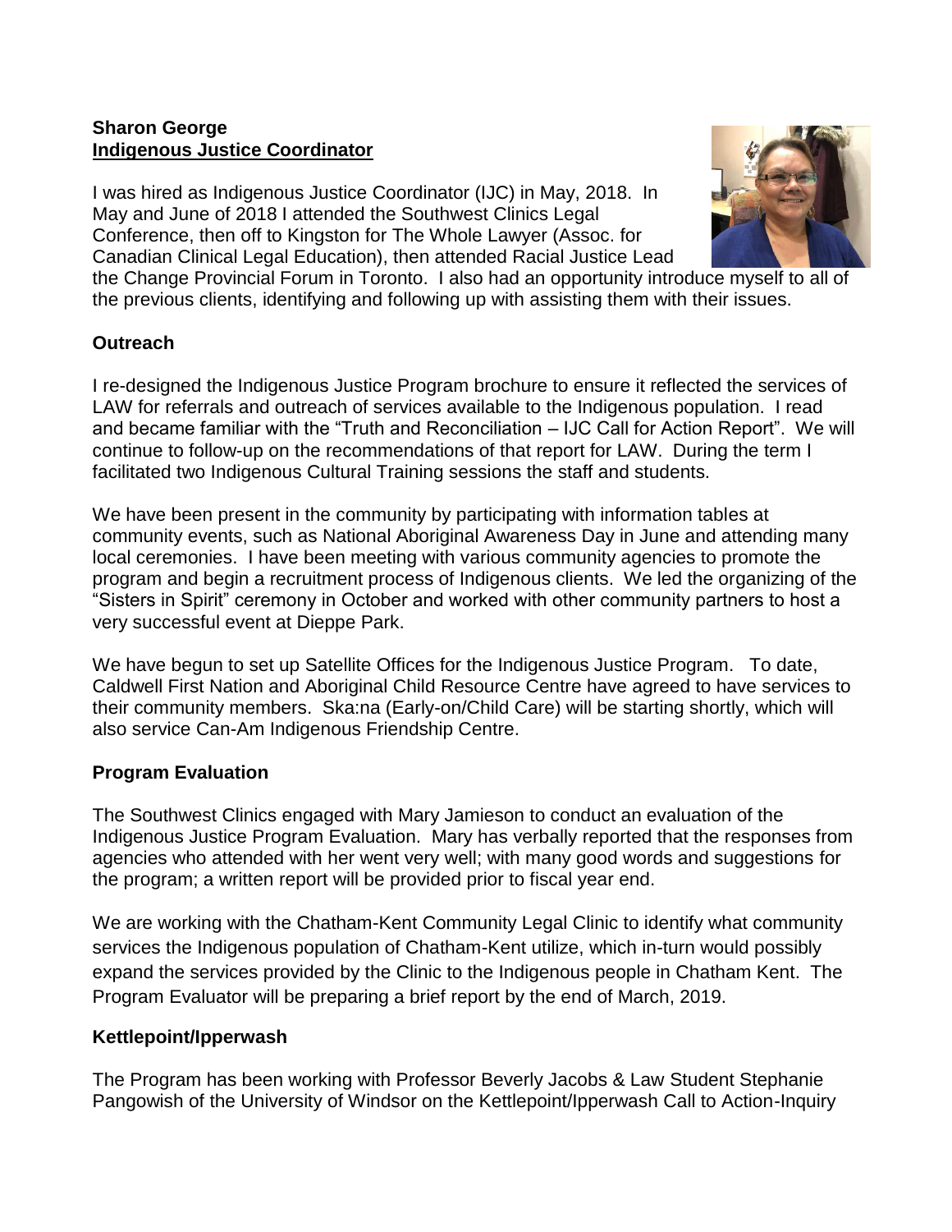**Sharon George**
**Indigenous Justice Coordinator**

I was hired as Indigenous Justice Coordinator (IJC) in May, 2018. In May and June of 2018 I attended the Southwest Clinics Legal Conference, then off to Kingston for The Whole Lawyer (Assoc. for Canadian Clinical Legal Education), then attended Racial Justice Lead the Change Provincial Forum in Toronto. I also had an opportunity introduce myself to all of the previous clients, identifying and following up with assisting them with their issues.

## Outreach

I re-designed the Indigenous Justice Program brochure to ensure it reflected the services of LAW for referrals and outreach of services available to the Indigenous population. I read and became familiar with the "Truth and Reconciliation – IJC Call for Action Report". We will continue to follow-up on the recommendations of that report for LAW. During the term I facilitated two Indigenous Cultural Training sessions the staff and students.

We have been present in the community by participating with information tables at community events, such as National Aboriginal Awareness Day in June and attending many local ceremonies. I have been meeting with various community agencies to promote the program and begin a recruitment process of Indigenous clients. We led the organizing of the "Sisters in Spirit" ceremony in October and worked with other community partners to host a very successful event at Dieppe Park.

We have begun to set up Satellite Offices for the Indigenous Justice Program. To date, Caldwell First Nation and Aboriginal Child Resource Centre have agreed to have services to their community members. Ska:na (Early-on/Child Care) will be starting shortly, which will also service Can-Am Indigenous Friendship Centre.

## Program Evaluation

The Southwest Clinics engaged with Mary Jamieson to conduct an evaluation of the Indigenous Justice Program Evaluation. Mary has verbally reported that the responses from agencies who attended with her went very well; with many good words and suggestions for the program; a written report will be provided prior to fiscal year end.

We are working with the Chatham-Kent Community Legal Clinic to identify what community services the Indigenous population of Chatham-Kent utilize, which in-turn would possibly expand the services provided by the Clinic to the Indigenous people in Chatham Kent. The Program Evaluator will be preparing a brief report by the end of March, 2019.

## Kettlepoint/Ipperwash

The Program has been working with Professor Beverly Jacobs & Law Student Stephanie Pangowish of the University of Windsor on the Kettlepoint/Ipperwash Call to Action-Inquiry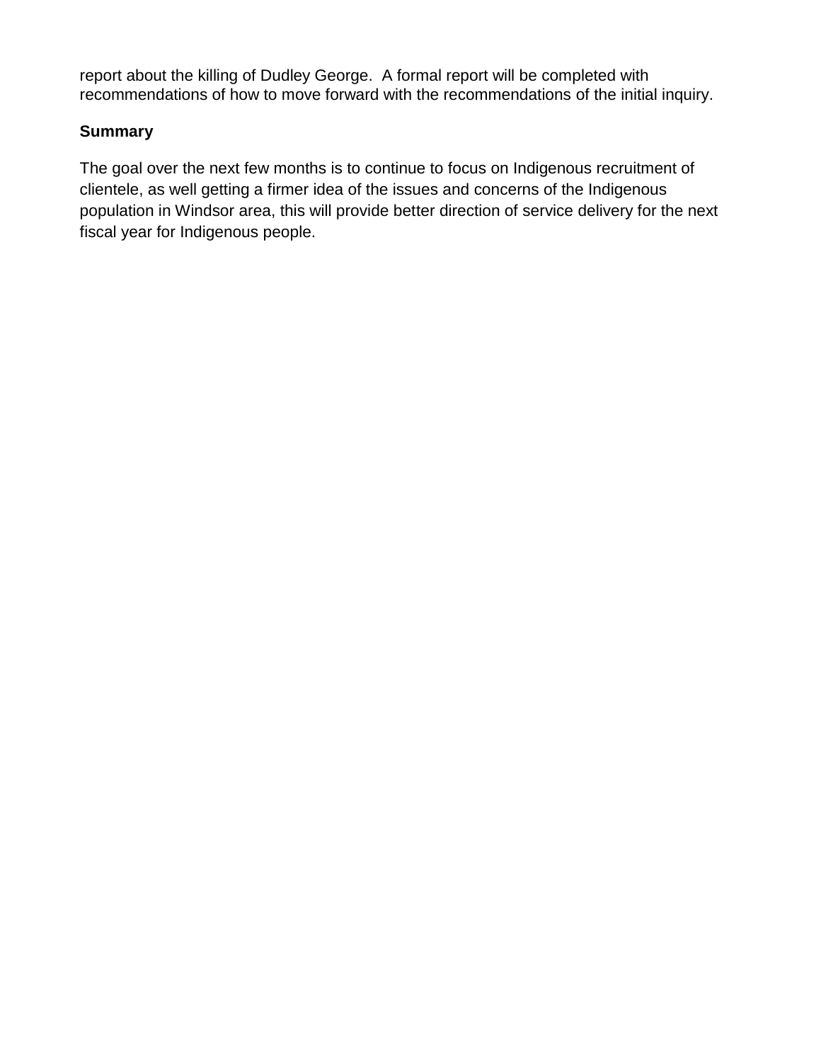report about the killing of Dudley George. A formal report will be completed with recommendations of how to move forward with the recommendations of the initial inquiry.

**Summary**

The goal over the next few months is to continue to focus on Indigenous recruitment of clientele, as well getting a firmer idea of the issues and concerns of the Indigenous population in Windsor area, this will provide better direction of service delivery for the next fiscal year for Indigenous people.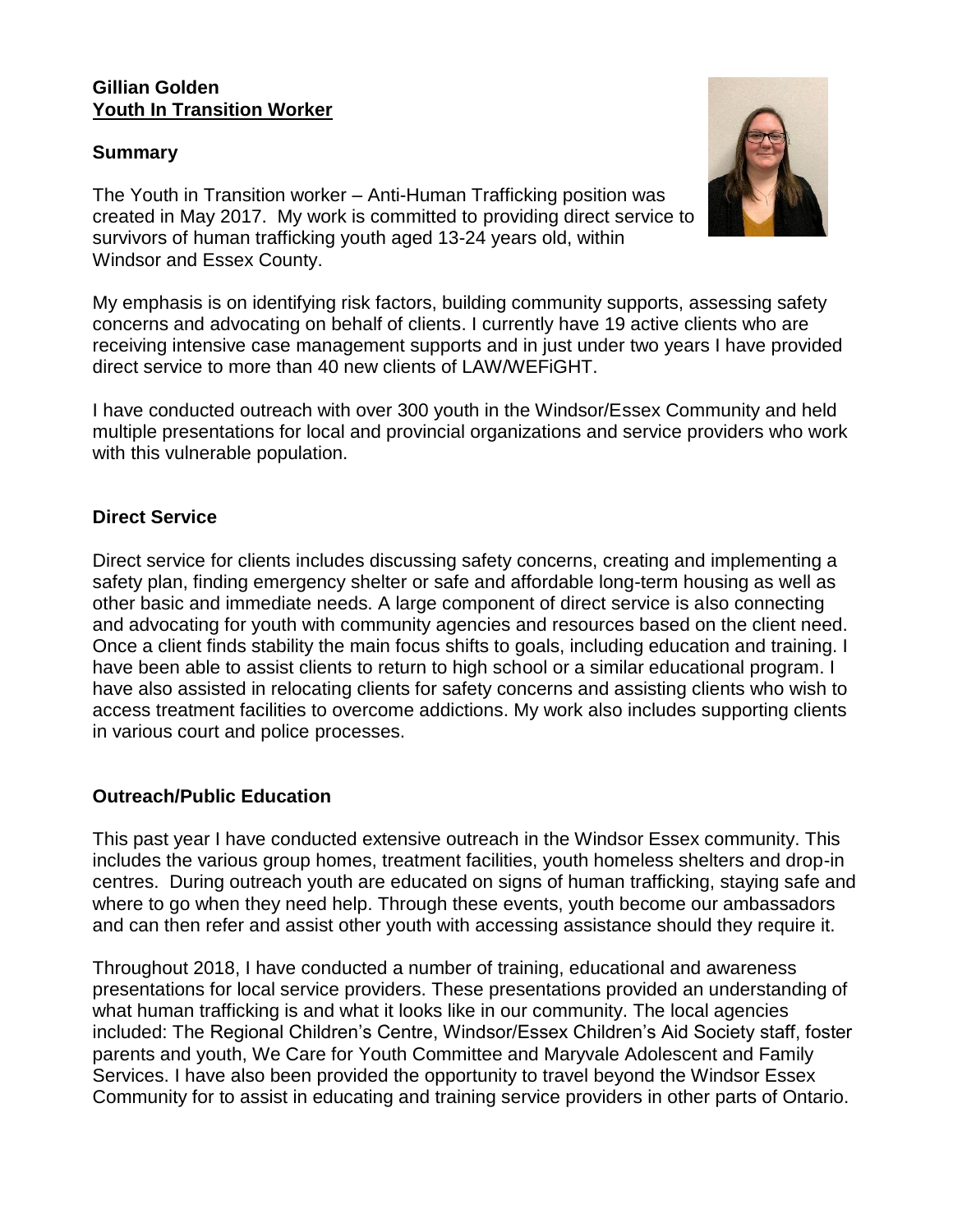**Gillian Golden**
**<u>Youth In Transition Worker</u>**

**Summary**

The Youth in Transition worker – Anti-Human Trafficking position was created in May 2017. My work is committed to providing direct service to survivors of human trafficking youth aged 13-24 years old, within Windsor and Essex County.

My emphasis is on identifying risk factors, building community supports, assessing safety concerns and advocating on behalf of clients. I currently have 19 active clients who are receiving intensive case management supports and in just under two years I have provided direct service to more than 40 new clients of LAW/WEFiGHT.

I have conducted outreach with over 300 youth in the Windsor/Essex Community and held multiple presentations for local and provincial organizations and service providers who work with this vulnerable population.

**Direct Service**

Direct service for clients includes discussing safety concerns, creating and implementing a safety plan, finding emergency shelter or safe and affordable long-term housing as well as other basic and immediate needs. A large component of direct service is also connecting and advocating for youth with community agencies and resources based on the client need. Once a client finds stability the main focus shifts to goals, including education and training. I have been able to assist clients to return to high school or a similar educational program. I have also assisted in relocating clients for safety concerns and assisting clients who wish to access treatment facilities to overcome addictions. My work also includes supporting clients in various court and police processes.

**Outreach/Public Education**

This past year I have conducted extensive outreach in the Windsor Essex community. This includes the various group homes, treatment facilities, youth homeless shelters and drop-in centres. During outreach youth are educated on signs of human trafficking, staying safe and where to go when they need help. Through these events, youth become our ambassadors and can then refer and assist other youth with accessing assistance should they require it.

Throughout 2018, I have conducted a number of training, educational and awareness presentations for local service providers. These presentations provided an understanding of what human trafficking is and what it looks like in our community. The local agencies included: The Regional Children's Centre, Windsor/Essex Children's Aid Society staff, foster parents and youth, We Care for Youth Committee and Maryvale Adolescent and Family Services. I have also been provided the opportunity to travel beyond the Windsor Essex Community for to assist in educating and training service providers in other parts of Ontario.